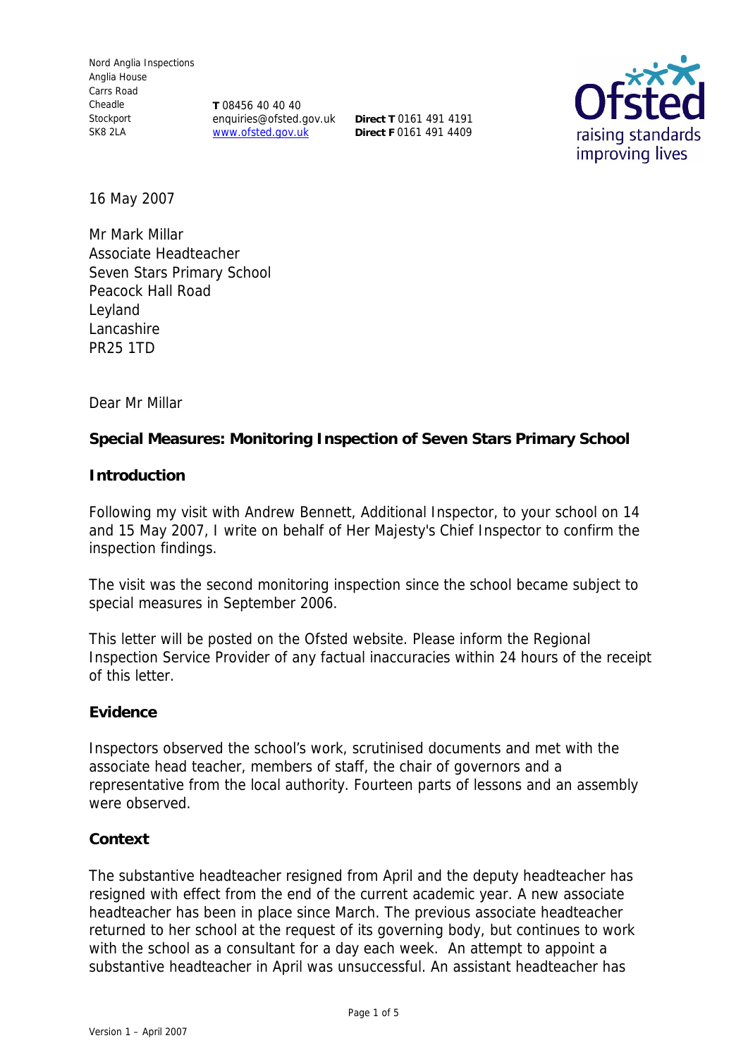Nord Anglia Inspections
Anglia House
Carrs Road
Cheadle
Stockport
SK8 2LA

**T** 08456 40 40 40
enquiries@ofsted.gov.uk
www.ofsted.gov.uk

**Direct T** 0161 491 4191
**Direct F** 0161 491 4409

16 May 2007

Mr Mark Millar
Associate Headteacher
Seven Stars Primary School
Peacock Hall Road
Leyland
Lancashire
PR25 1TD

Dear Mr Millar

**Special Measures: Monitoring Inspection of Seven Stars Primary School**

**Introduction**

Following my visit with Andrew Bennett, Additional Inspector, to your school on 14 and 15 May 2007, I write on behalf of Her Majesty's Chief Inspector to confirm the inspection findings.

The visit was the second monitoring inspection since the school became subject to special measures in September 2006.

This letter will be posted on the Ofsted website. Please inform the Regional Inspection Service Provider of any factual inaccuracies within 24 hours of the receipt of this letter.

**Evidence**

Inspectors observed the school's work, scrutinised documents and met with the associate head teacher, members of staff, the chair of governors and a representative from the local authority. Fourteen parts of lessons and an assembly were observed.

**Context**

The substantive headteacher resigned from April and the deputy headteacher has resigned with effect from the end of the current academic year. A new associate headteacher has been in place since March. The previous associate headteacher returned to her school at the request of its governing body, but continues to work with the school as a consultant for a day each week. An attempt to appoint a substantive headteacher in April was unsuccessful. An assistant headteacher has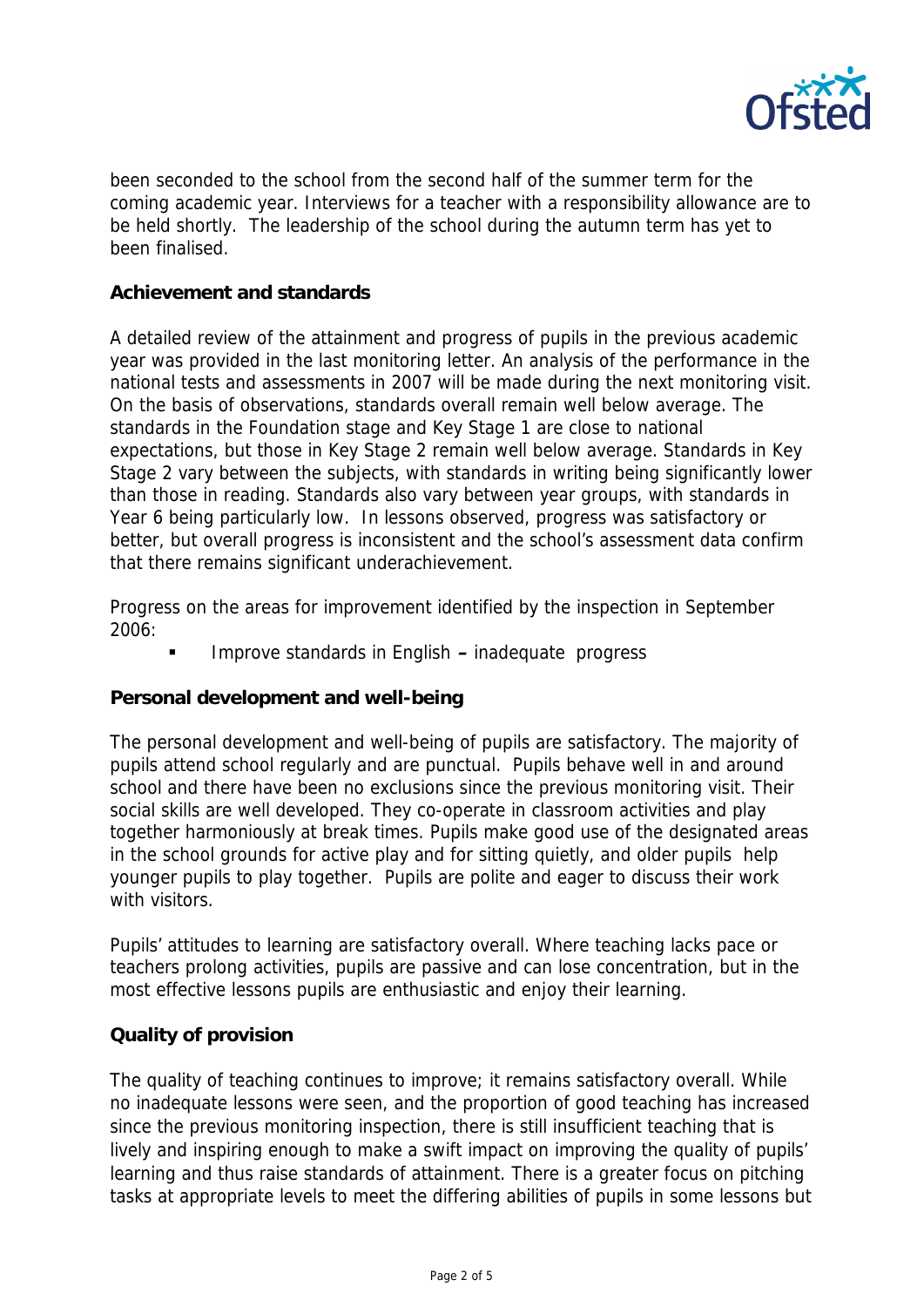been seconded to the school from the second half of the summer term for the coming academic year. Interviews for a teacher with a responsibility allowance are to be held shortly. The leadership of the school during the autumn term has yet to been finalised.

**Achievement and standards**

A detailed review of the attainment and progress of pupils in the previous academic year was provided in the last monitoring letter. An analysis of the performance in the national tests and assessments in 2007 will be made during the next monitoring visit. On the basis of observations, standards overall remain well below average. The standards in the Foundation stage and Key Stage 1 are close to national expectations, but those in Key Stage 2 remain well below average. Standards in Key Stage 2 vary between the subjects, with standards in writing being significantly lower than those in reading. Standards also vary between year groups, with standards in Year 6 being particularly low. In lessons observed, progress was satisfactory or better, but overall progress is inconsistent and the school's assessment data confirm that there remains significant underachievement.

Progress on the areas for improvement identified by the inspection in September 2006:

- Improve standards in English **–** inadequate progress

**Personal development and well-being**

The personal development and well-being of pupils are satisfactory. The majority of pupils attend school regularly and are punctual. Pupils behave well in and around school and there have been no exclusions since the previous monitoring visit. Their social skills are well developed. They co-operate in classroom activities and play together harmoniously at break times. Pupils make good use of the designated areas in the school grounds for active play and for sitting quietly, and older pupils help younger pupils to play together. Pupils are polite and eager to discuss their work with visitors.

Pupils' attitudes to learning are satisfactory overall. Where teaching lacks pace or teachers prolong activities, pupils are passive and can lose concentration, but in the most effective lessons pupils are enthusiastic and enjoy their learning.

**Quality of provision**

The quality of teaching continues to improve; it remains satisfactory overall. While no inadequate lessons were seen, and the proportion of good teaching has increased since the previous monitoring inspection, there is still insufficient teaching that is lively and inspiring enough to make a swift impact on improving the quality of pupils' learning and thus raise standards of attainment. There is a greater focus on pitching tasks at appropriate levels to meet the differing abilities of pupils in some lessons but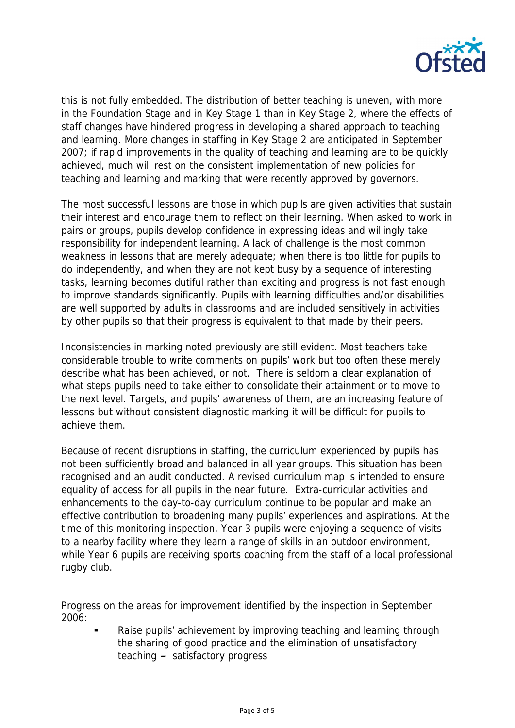this is not fully embedded. The distribution of better teaching is uneven, with more in the Foundation Stage and in Key Stage 1 than in Key Stage 2, where the effects of staff changes have hindered progress in developing a shared approach to teaching and learning. More changes in staffing in Key Stage 2 are anticipated in September 2007; if rapid improvements in the quality of teaching and learning are to be quickly achieved, much will rest on the consistent implementation of new policies for teaching and learning and marking that were recently approved by governors.

The most successful lessons are those in which pupils are given activities that sustain their interest and encourage them to reflect on their learning. When asked to work in pairs or groups, pupils develop confidence in expressing ideas and willingly take responsibility for independent learning. A lack of challenge is the most common weakness in lessons that are merely adequate; when there is too little for pupils to do independently, and when they are not kept busy by a sequence of interesting tasks, learning becomes dutiful rather than exciting and progress is not fast enough to improve standards significantly. Pupils with learning difficulties and/or disabilities are well supported by adults in classrooms and are included sensitively in activities by other pupils so that their progress is equivalent to that made by their peers.

Inconsistencies in marking noted previously are still evident. Most teachers take considerable trouble to write comments on pupils' work but too often these merely describe what has been achieved, or not. There is seldom a clear explanation of what steps pupils need to take either to consolidate their attainment or to move to the next level. Targets, and pupils' awareness of them, are an increasing feature of lessons but without consistent diagnostic marking it will be difficult for pupils to achieve them.

Because of recent disruptions in staffing, the curriculum experienced by pupils has not been sufficiently broad and balanced in all year groups. This situation has been recognised and an audit conducted. A revised curriculum map is intended to ensure equality of access for all pupils in the near future. Extra-curricular activities and enhancements to the day-to-day curriculum continue to be popular and make an effective contribution to broadening many pupils' experiences and aspirations. At the time of this monitoring inspection, Year 3 pupils were enjoying a sequence of visits to a nearby facility where they learn a range of skills in an outdoor environment, while Year 6 pupils are receiving sports coaching from the staff of a local professional rugby club.

Progress on the areas for improvement identified by the inspection in September 2006:

- Raise pupils' achievement by improving teaching and learning through the sharing of good practice and the elimination of unsatisfactory teaching – satisfactory progress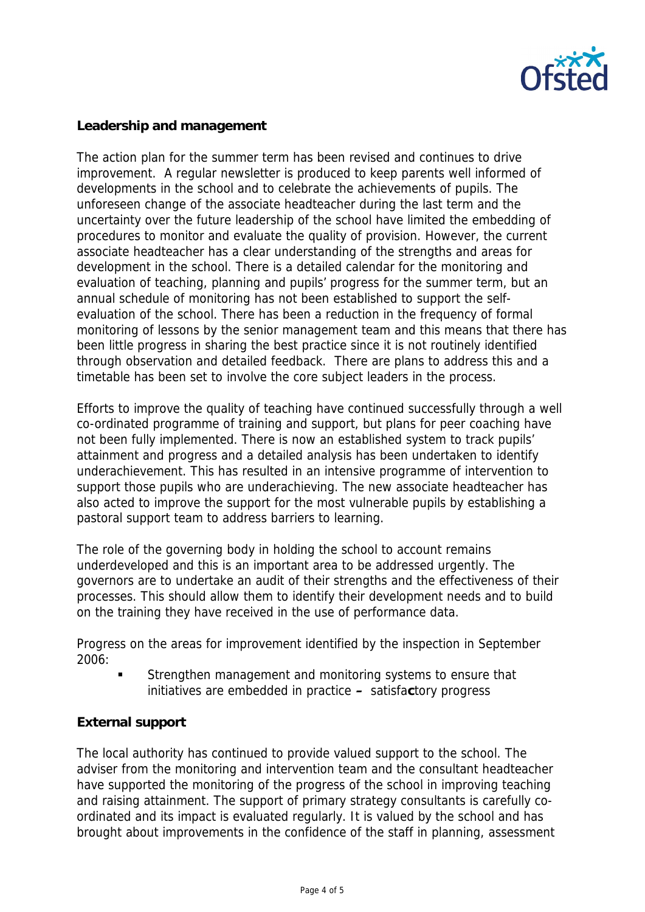## Leadership and management

The action plan for the summer term has been revised and continues to drive improvement. A regular newsletter is produced to keep parents well informed of developments in the school and to celebrate the achievements of pupils. The unforeseen change of the associate headteacher during the last term and the uncertainty over the future leadership of the school have limited the embedding of procedures to monitor and evaluate the quality of provision. However, the current associate headteacher has a clear understanding of the strengths and areas for development in the school. There is a detailed calendar for the monitoring and evaluation of teaching, planning and pupils' progress for the summer term, but an annual schedule of monitoring has not been established to support the self-evaluation of the school. There has been a reduction in the frequency of formal monitoring of lessons by the senior management team and this means that there has been little progress in sharing the best practice since it is not routinely identified through observation and detailed feedback. There are plans to address this and a timetable has been set to involve the core subject leaders in the process.

Efforts to improve the quality of teaching have continued successfully through a well co-ordinated programme of training and support, but plans for peer coaching have not been fully implemented. There is now an established system to track pupils' attainment and progress and a detailed analysis has been undertaken to identify underachievement. This has resulted in an intensive programme of intervention to support those pupils who are underachieving. The new associate headteacher has also acted to improve the support for the most vulnerable pupils by establishing a pastoral support team to address barriers to learning.

The role of the governing body in holding the school to account remains underdeveloped and this is an important area to be addressed urgently. The governors are to undertake an audit of their strengths and the effectiveness of their processes. This should allow them to identify their development needs and to build on the training they have received in the use of performance data.

Progress on the areas for improvement identified by the inspection in September 2006:

- Strengthen management and monitoring systems to ensure that initiatives are embedded in practice – satisfactory progress

## External support

The local authority has continued to provide valued support to the school. The adviser from the monitoring and intervention team and the consultant headteacher have supported the monitoring of the progress of the school in improving teaching and raising attainment. The support of primary strategy consultants is carefully co-ordinated and its impact is evaluated regularly. It is valued by the school and has brought about improvements in the confidence of the staff in planning, assessment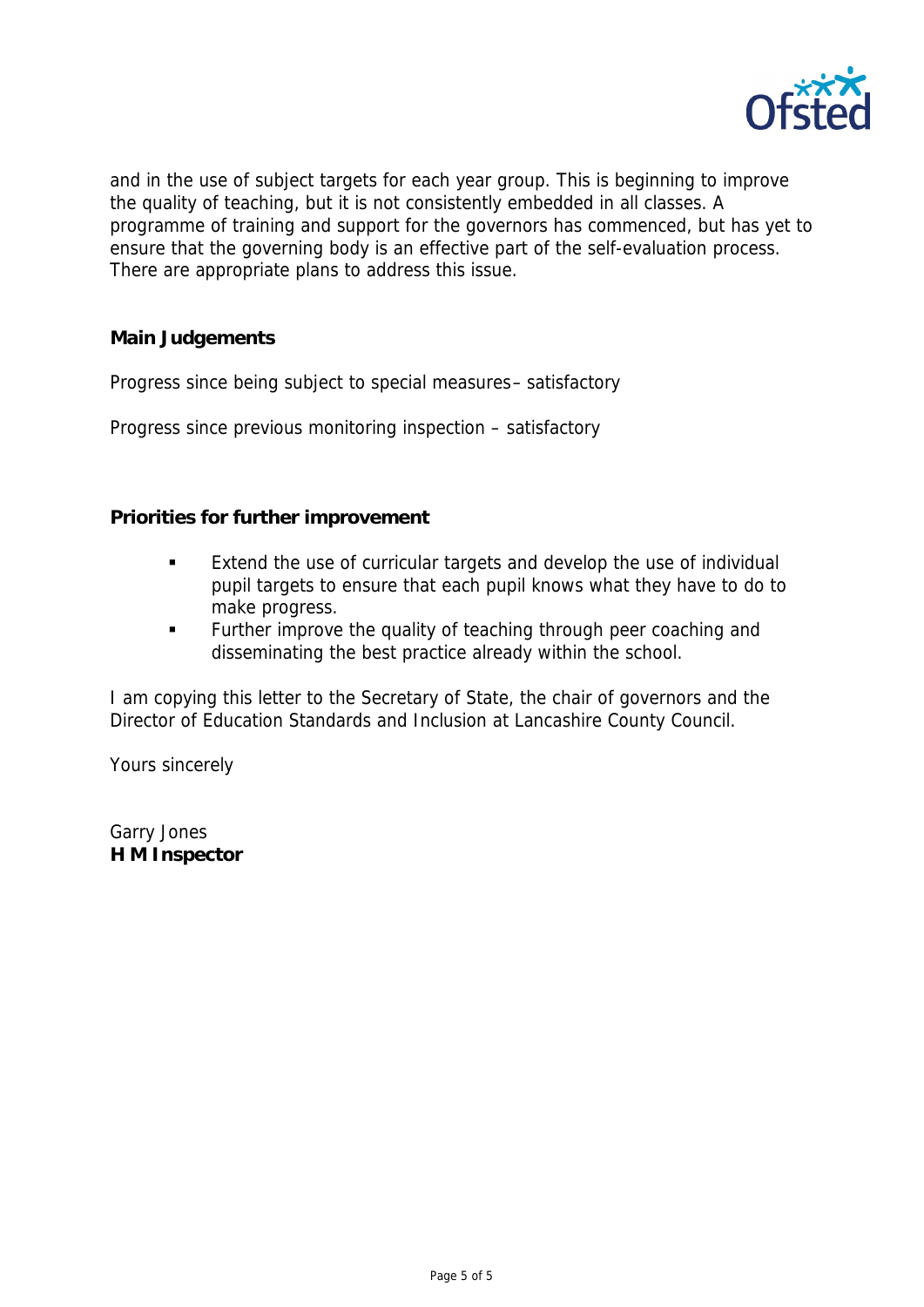and in the use of subject targets for each year group. This is beginning to improve the quality of teaching, but it is not consistently embedded in all classes. A programme of training and support for the governors has commenced, but has yet to ensure that the governing body is an effective part of the self-evaluation process. There are appropriate plans to address this issue.

## Main Judgements

Progress since being subject to special measures– satisfactory

Progress since previous monitoring inspection – satisfactory

## Priorities for further improvement

- Extend the use of curricular targets and develop the use of individual pupil targets to ensure that each pupil knows what they have to do to make progress.
- Further improve the quality of teaching through peer coaching and disseminating the best practice already within the school.

I am copying this letter to the Secretary of State, the chair of governors and the Director of Education Standards and Inclusion at Lancashire County Council.

Yours sincerely

Garry Jones
**H M Inspector**